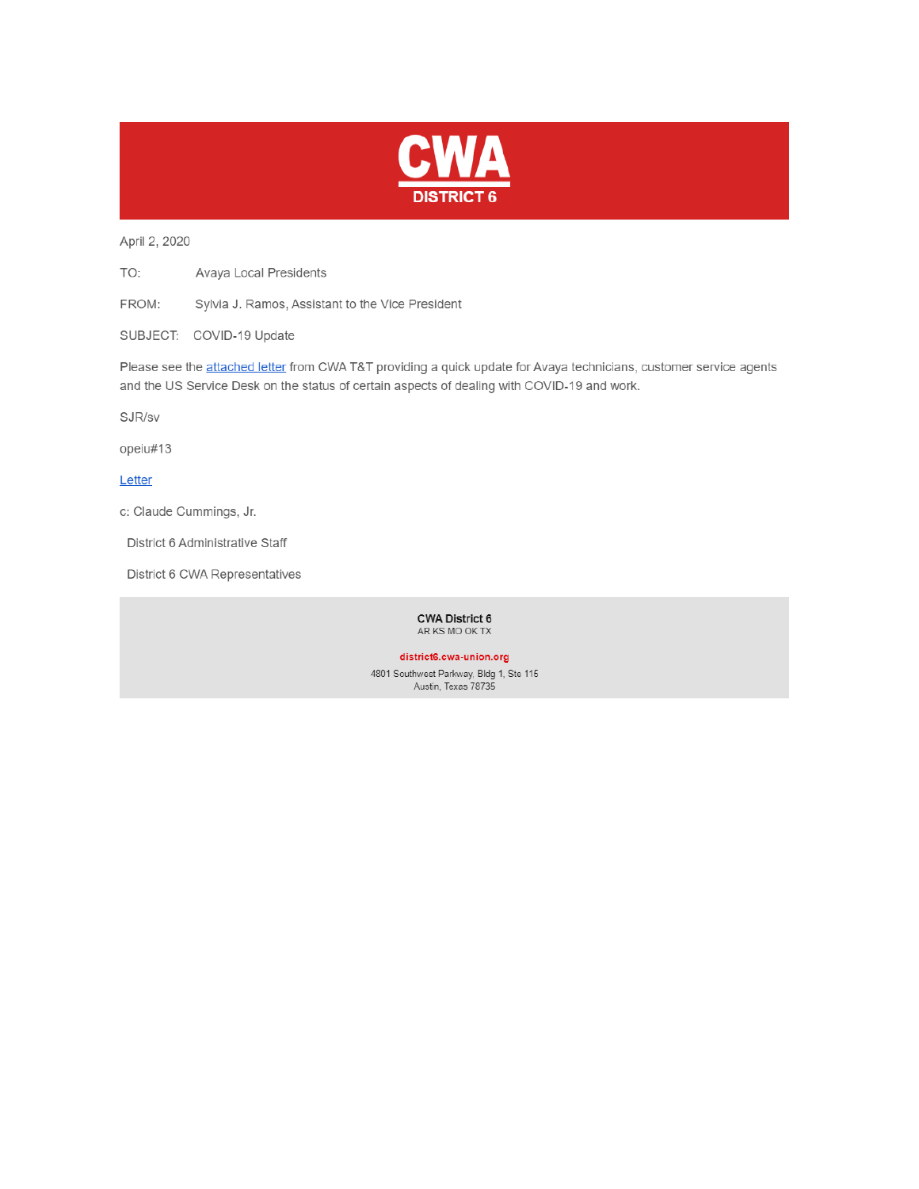# CWA

## DISTRICT 6

April 2, 2020

TO: Avaya Local Presidents

FROM: Sylvia J. Ramos, Assistant to the Vice President

SUBJECT: COVID-19 Update

Please see the attached letter from CWA T&T providing a quick update for Avaya technicians, customer service agents and the US Service Desk on the status of certain aspects of dealing with COVID-19 and work.

SJR/sv

opeiu#13

Letter

c: Claude Cummings, Jr.

District 6 Administrative Staff

District 6 CWA Representatives

**CWA District 6**
AR KS MO OK TX

**district6.cwa-union.org**

4801 Southwest Parkway, Bldg 1, Ste 115
Austin, Texas 78735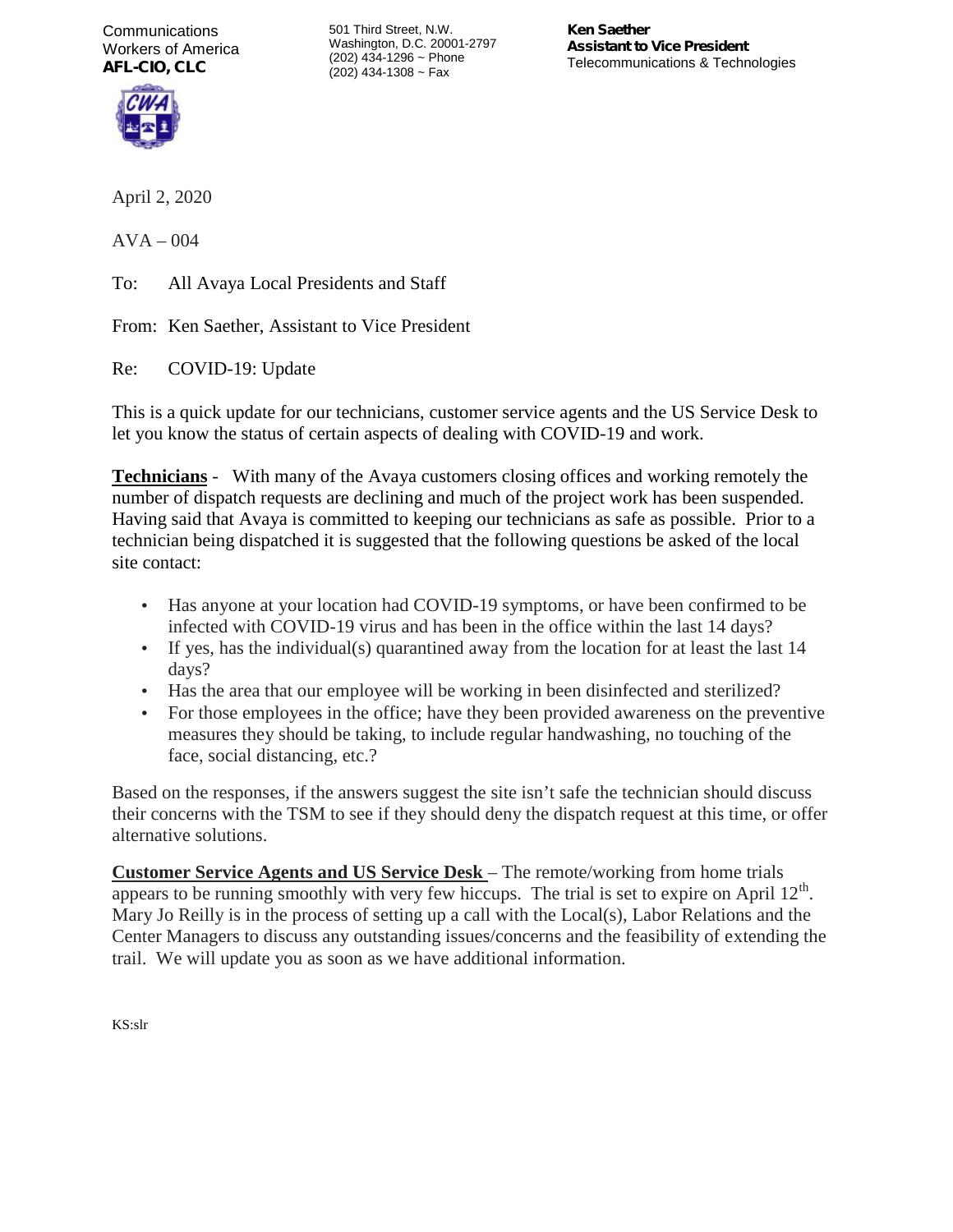Communications
Workers of America
**AFL-CIO, CLC**

501 Third Street, N.W.
Washington, D.C. 20001-2797
(202) 434-1296 ~ Phone
(202) 434-1308 ~ Fax

**Ken Saether**
**Assistant to Vice President**
Telecommunications & Technologies

April 2, 2020

AVA – 004

To: All Avaya Local Presidents and Staff

From: Ken Saether, Assistant to Vice President

Re: COVID-19: Update

This is a quick update for our technicians, customer service agents and the US Service Desk to let you know the status of certain aspects of dealing with COVID-19 and work.

**Technicians** - With many of the Avaya customers closing offices and working remotely the number of dispatch requests are declining and much of the project work has been suspended. Having said that Avaya is committed to keeping our technicians as safe as possible. Prior to a technician being dispatched it is suggested that the following questions be asked of the local site contact:

- Has anyone at your location had COVID-19 symptoms, or have been confirmed to be infected with COVID-19 virus and has been in the office within the last 14 days?
- If yes, has the individual(s) quarantined away from the location for at least the last 14 days?
- Has the area that our employee will be working in been disinfected and sterilized?
- For those employees in the office; have they been provided awareness on the preventive measures they should be taking, to include regular handwashing, no touching of the face, social distancing, etc.?

Based on the responses, if the answers suggest the site isn't safe the technician should discuss their concerns with the TSM to see if they should deny the dispatch request at this time, or offer alternative solutions.

**Customer Service Agents and US Service Desk** – The remote/working from home trials appears to be running smoothly with very few hiccups. The trial is set to expire on April 12th. Mary Jo Reilly is in the process of setting up a call with the Local(s), Labor Relations and the Center Managers to discuss any outstanding issues/concerns and the feasibility of extending the trail. We will update you as soon as we have additional information.

KS:slr